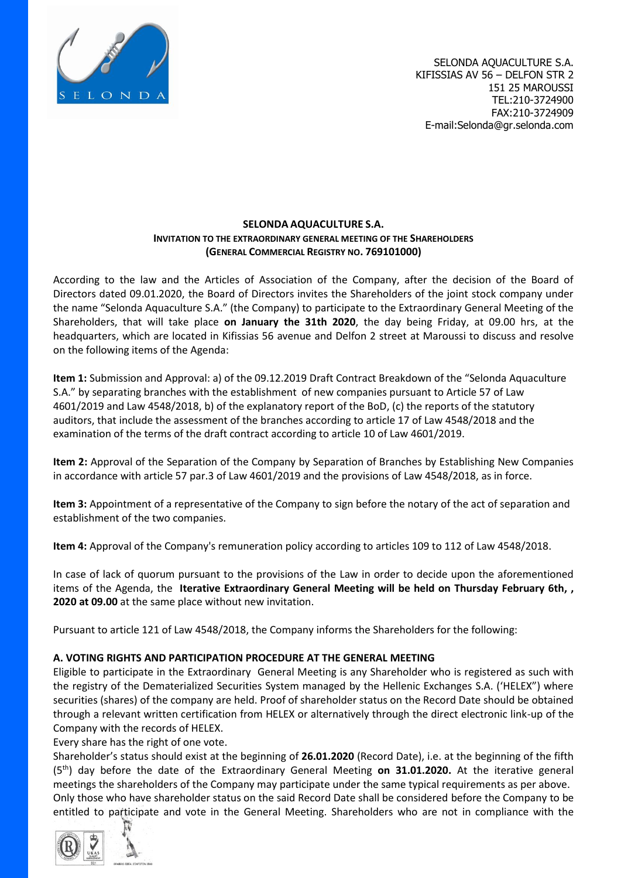SELONDA AQUACULTURE S.A.
KIFISSIAS AV 56 – DELFON STR 2
151 25 MAROUSSI
TEL:210-3724900
FAX:210-3724909
E-mail:Selonda@gr.selonda.com

**SELONDA AQUACULTURE S.A.**
**INVITATION TO THE EXTRAORDINARY GENERAL MEETING OF THE SHAREHOLDERS**
**(GENERAL COMMERCIAL REGISTRY NO. 769101000)**

According to the law and the Articles of Association of the Company, after the decision of the Board of Directors dated 09.01.2020, the Board of Directors invites the Shareholders of the joint stock company under the name "Selonda Aquaculture S.A." (the Company) to participate to the Extraordinary General Meeting of the Shareholders, that will take place **on January the 31th 2020**, the day being Friday, at 09.00 hrs, at the headquarters, which are located in Kifissias 56 avenue and Delfon 2 street at Maroussi to discuss and resolve on the following items of the Agenda:

**Item 1:** Submission and Approval: a) of the 09.12.2019 Draft Contract Breakdown of the "Selonda Aquaculture S.A." by separating branches with the establishment of new companies pursuant to Article 57 of Law 4601/2019 and Law 4548/2018, b) of the explanatory report of the BoD, (c) the reports of the statutory auditors, that include the assessment of the branches according to article 17 of Law 4548/2018 and the examination of the terms of the draft contract according to article 10 of Law 4601/2019.

**Item 2:** Approval of the Separation of the Company by Separation of Branches by Establishing New Companies in accordance with article 57 par.3 of Law 4601/2019 and the provisions of Law 4548/2018, as in force.

**Item 3:** Appointment of a representative of the Company to sign before the notary of the act of separation and establishment of the two companies.

**Item 4:** Approval of the Company's remuneration policy according to articles 109 to 112 of Law 4548/2018.

In case of lack of quorum pursuant to the provisions of the Law in order to decide upon the aforementioned items of the Agenda, the **Iterative Extraordinary General Meeting will be held on Thursday February 6th, , 2020 at 09.00** at the same place without new invitation.

Pursuant to article 121 of Law 4548/2018, the Company informs the Shareholders for the following:

### A. VOTING RIGHTS AND PARTICIPATION PROCEDURE AT THE GENERAL MEETING

Eligible to participate in the Extraordinary General Meeting is any Shareholder who is registered as such with the registry of the Dematerialized Securities System managed by the Hellenic Exchanges S.A. ('HELEX") where securities (shares) of the company are held. Proof of shareholder status on the Record Date should be obtained through a relevant written certification from HELEX or alternatively through the direct electronic link-up of the Company with the records of HELEX.

Every share has the right of one vote.

Shareholder's status should exist at the beginning of **26.01.2020** (Record Date), i.e. at the beginning of the fifth (5th) day before the date of the Extraordinary General Meeting **on 31.01.2020.** At the iterative general meetings the shareholders of the Company may participate under the same typical requirements as per above.

Only those who have shareholder status on the said Record Date shall be considered before the Company to be entitled to participate and vote in the General Meeting. Shareholders who are not in compliance with the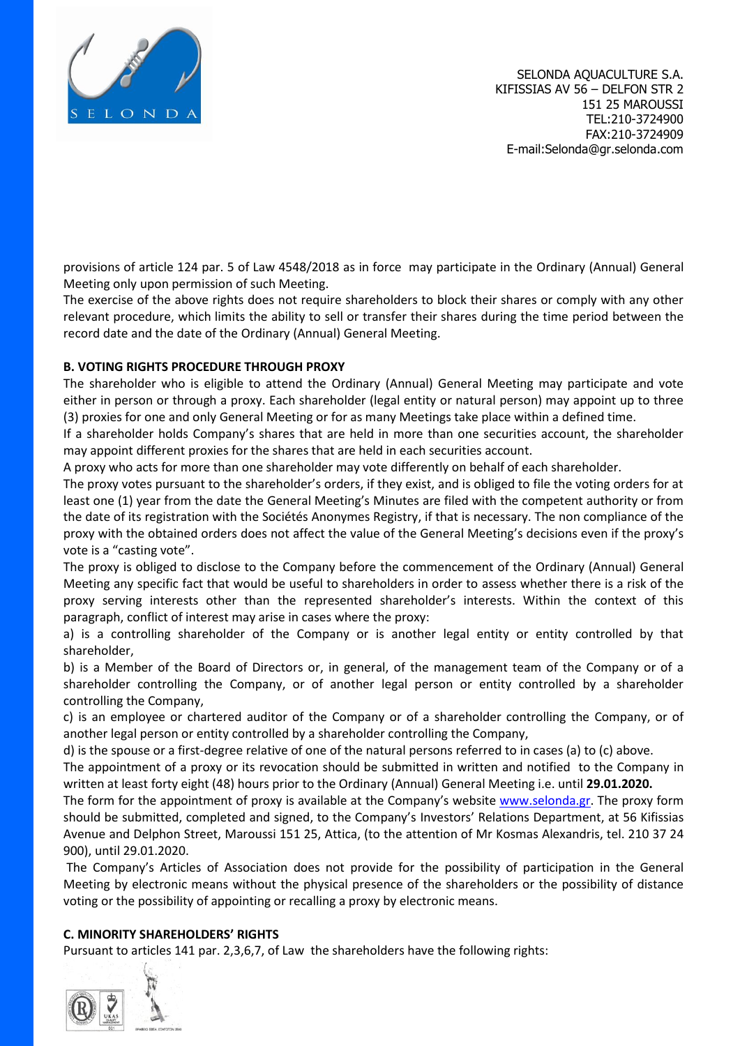provisions of article 124 par. 5 of Law 4548/2018 as in force may participate in the Ordinary (Annual) General Meeting only upon permission of such Meeting.

The exercise of the above rights does not require shareholders to block their shares or comply with any other relevant procedure, which limits the ability to sell or transfer their shares during the time period between the record date and the date of the Ordinary (Annual) General Meeting.

**B. VOTING RIGHTS PROCEDURE THROUGH PROXY**

The shareholder who is eligible to attend the Ordinary (Annual) General Meeting may participate and vote either in person or through a proxy. Each shareholder (legal entity or natural person) may appoint up to three (3) proxies for one and only General Meeting or for as many Meetings take place within a defined time.

If a shareholder holds Company's shares that are held in more than one securities account, the shareholder may appoint different proxies for the shares that are held in each securities account.

A proxy who acts for more than one shareholder may vote differently on behalf of each shareholder.

The proxy votes pursuant to the shareholder's orders, if they exist, and is obliged to file the voting orders for at least one (1) year from the date the General Meeting's Minutes are filed with the competent authority or from the date of its registration with the Sociétés Anonymes Registry, if that is necessary. The non compliance of the proxy with the obtained orders does not affect the value of the General Meeting's decisions even if the proxy's vote is a "casting vote".

The proxy is obliged to disclose to the Company before the commencement of the Ordinary (Annual) General Meeting any specific fact that would be useful to shareholders in order to assess whether there is a risk of the proxy serving interests other than the represented shareholder's interests. Within the context of this paragraph, conflict of interest may arise in cases where the proxy:

a) is a controlling shareholder of the Company or is another legal entity or entity controlled by that shareholder,

b) is a Member of the Board of Directors or, in general, of the management team of the Company or of a shareholder controlling the Company, or of another legal person or entity controlled by a shareholder controlling the Company,

c) is an employee or chartered auditor of the Company or of a shareholder controlling the Company, or of another legal person or entity controlled by a shareholder controlling the Company,

d) is the spouse or a first-degree relative of one of the natural persons referred to in cases (a) to (c) above.

The appointment of a proxy or its revocation should be submitted in written and notified to the Company in written at least forty eight (48) hours prior to the Ordinary (Annual) General Meeting i.e. until **29.01.2020.**

The form for the appointment of proxy is available at the Company's website www.selonda.gr. The proxy form should be submitted, completed and signed, to the Company's Investors' Relations Department, at 56 Kifissias Avenue and Delphon Street, Maroussi 151 25, Attica, (to the attention of Mr Kosmas Alexandris, tel. 210 37 24 900), until 29.01.2020.

The Company's Articles of Association does not provide for the possibility of participation in the General Meeting by electronic means without the physical presence of the shareholders or the possibility of distance voting or the possibility of appointing or recalling a proxy by electronic means.

**C. MINORITY SHAREHOLDERS' RIGHTS**

Pursuant to articles 141 par. 2,3,6,7, of Law the shareholders have the following rights: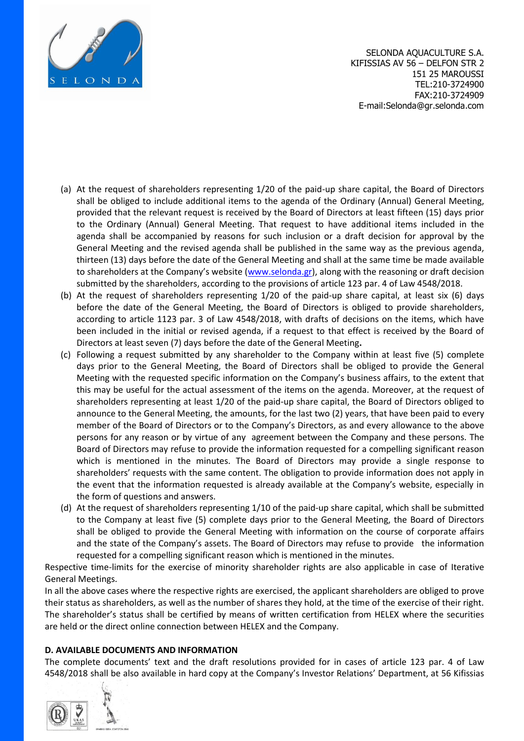(a) At the request of shareholders representing 1/20 of the paid-up share capital, the Board of Directors shall be obliged to include additional items to the agenda of the Ordinary (Annual) General Meeting, provided that the relevant request is received by the Board of Directors at least fifteen (15) days prior to the Ordinary (Annual) General Meeting. That request to have additional items included in the agenda shall be accompanied by reasons for such inclusion or a draft decision for approval by the General Meeting and the revised agenda shall be published in the same way as the previous agenda, thirteen (13) days before the date of the General Meeting and shall at the same time be made available to shareholders at the Company's website (www.selonda.gr), along with the reasoning or draft decision submitted by the shareholders, according to the provisions of article 123 par. 4 of Law 4548/2018.

(b) At the request of shareholders representing 1/20 of the paid-up share capital, at least six (6) days before the date of the General Meeting, the Board of Directors is obliged to provide shareholders, according to article 1123 par. 3 of Law 4548/2018, with drafts of decisions on the items, which have been included in the initial or revised agenda, if a request to that effect is received by the Board of Directors at least seven (7) days before the date of the General Meeting.

(c) Following a request submitted by any shareholder to the Company within at least five (5) complete days prior to the General Meeting, the Board of Directors shall be obliged to provide the General Meeting with the requested specific information on the Company's business affairs, to the extent that this may be useful for the actual assessment of the items on the agenda. Moreover, at the request of shareholders representing at least 1/20 of the paid-up share capital, the Board of Directors obliged to announce to the General Meeting, the amounts, for the last two (2) years, that have been paid to every member of the Board of Directors or to the Company's Directors, as and every allowance to the above persons for any reason or by virtue of any agreement between the Company and these persons. The Board of Directors may refuse to provide the information requested for a compelling significant reason which is mentioned in the minutes. The Board of Directors may provide a single response to shareholders' requests with the same content. The obligation to provide information does not apply in the event that the information requested is already available at the Company's website, especially in the form of questions and answers.

(d) At the request of shareholders representing 1/10 of the paid-up share capital, which shall be submitted to the Company at least five (5) complete days prior to the General Meeting, the Board of Directors shall be obliged to provide the General Meeting with information on the course of corporate affairs and the state of the Company's assets. The Board of Directors may refuse to provide the information requested for a compelling significant reason which is mentioned in the minutes.

Respective time-limits for the exercise of minority shareholder rights are also applicable in case of Iterative General Meetings.

In all the above cases where the respective rights are exercised, the applicant shareholders are obliged to prove their status as shareholders, as well as the number of shares they hold, at the time of the exercise of their right. The shareholder's status shall be certified by means of written certification from HELEX where the securities are held or the direct online connection between HELEX and the Company.

**D. AVAILABLE DOCUMENTS AND INFORMATION**

The complete documents' text and the draft resolutions provided for in cases of article 123 par. 4 of Law 4548/2018 shall be also available in hard copy at the Company's Investor Relations' Department, at 56 Kifissias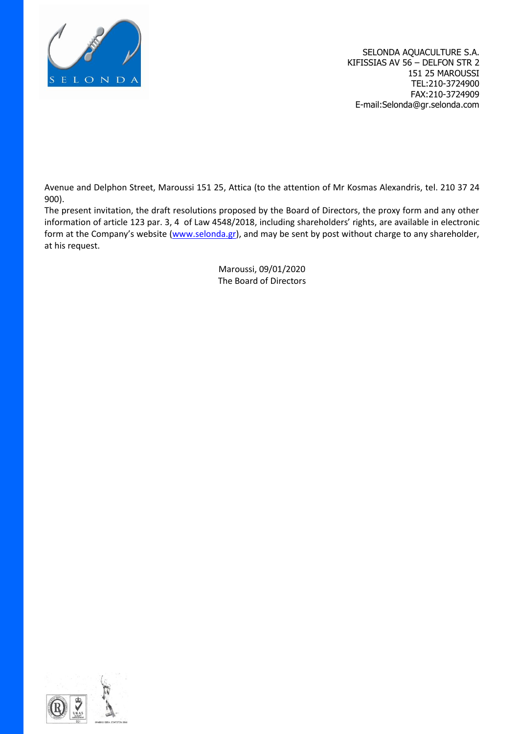SELONDA AQUACULTURE S.A.
KIFISSIAS AV 56 – DELFON STR 2
151 25 MAROUSSI
TEL:210-3724900
FAX:210-3724909
E-mail:Selonda@gr.selonda.com

Avenue and Delphon Street, Maroussi 151 25, Attica (to the attention of Mr Kosmas Alexandris, tel. 210 37 24 900).

The present invitation, the draft resolutions proposed by the Board of Directors, the proxy form and any other information of article 123 par. 3, 4 of Law 4548/2018, including shareholders' rights, are available in electronic form at the Company's website (www.selonda.gr), and may be sent by post without charge to any shareholder, at his request.

Maroussi, 09/01/2020
The Board of Directors